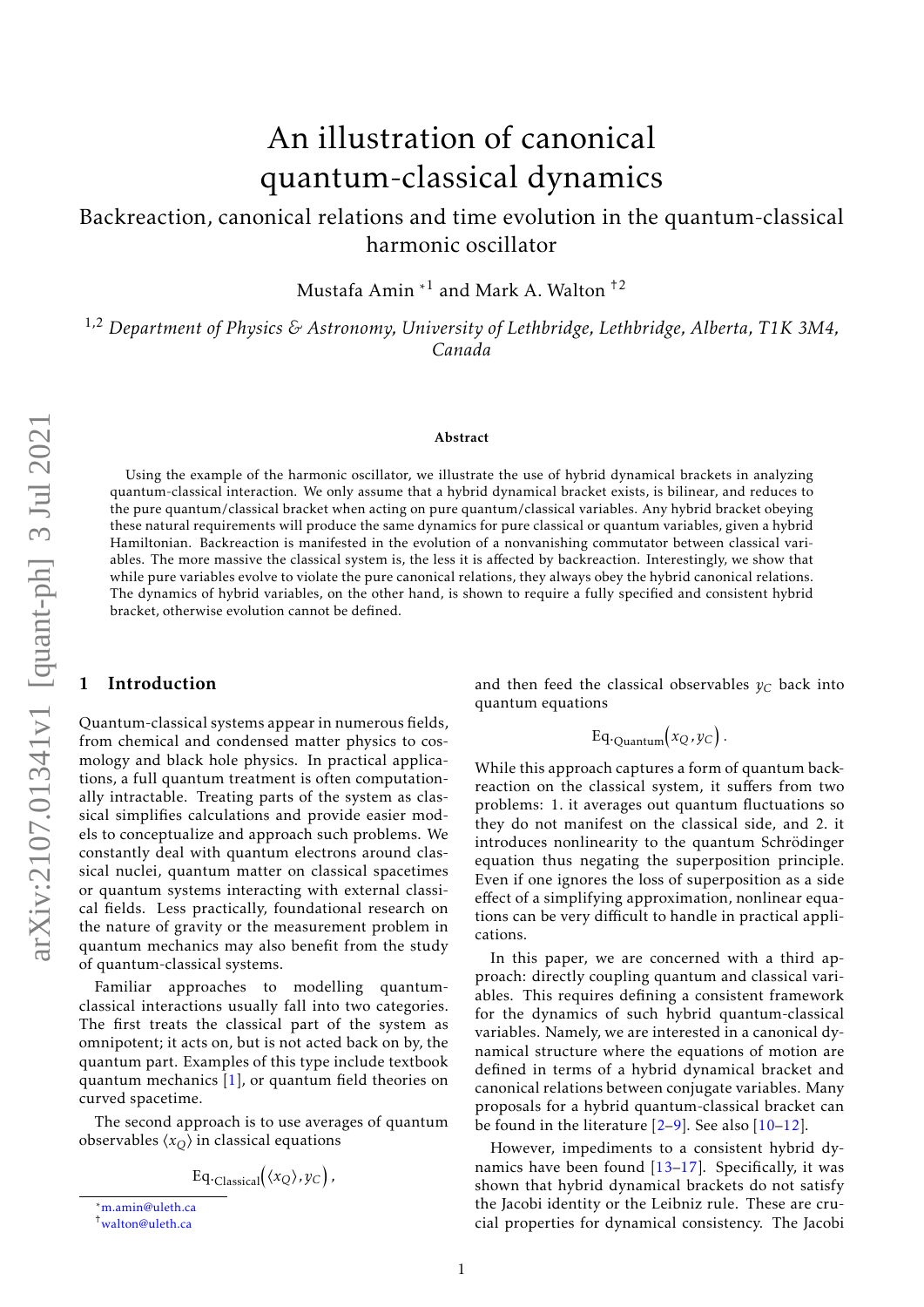# An illustration of canonical quantum-classical dynamics

## Backreaction, canonical relations and time evolution in the quantum-classical harmonic oscillator

Mustafa Amin [*1] and Mark A. Walton [†2]

[1,2] *Department of Physics & Astronomy, University of Lethbridge, Lethbridge, Alberta, T1K 3M4, Canada*

**Abstract**

Using the example of the harmonic oscillator, we illustrate the use of hybrid dynamical brackets in analyzing quantum-classical interaction. We only assume that a hybrid dynamical bracket exists, is bilinear, and reduces to the pure quantum/classical bracket when acting on pure quantum/classical variables. Any hybrid bracket obeying these natural requirements will produce the same dynamics for pure classical or quantum variables, given a hybrid Hamiltonian. Backreaction is manifested in the evolution of a nonvanishing commutator between classical variables. The more massive the classical system is, the less it is affected by backreaction. Interestingly, we show that while pure variables evolve to violate the pure canonical relations, they always obey the hybrid canonical relations. The dynamics of hybrid variables, on the other hand, is shown to require a fully specified and consistent hybrid bracket, otherwise evolution cannot be defined.

## 1 Introduction

Quantum-classical systems appear in numerous fields, from chemical and condensed matter physics to cosmology and black hole physics. In practical applications, a full quantum treatment is often computationally intractable. Treating parts of the system as classical simplifies calculations and provide easier models to conceptualize and approach such problems. We constantly deal with quantum electrons around classical nuclei, quantum matter on classical spacetimes or quantum systems interacting with external classical fields. Less practically, foundational research on the nature of gravity or the measurement problem in quantum mechanics may also benefit from the study of quantum-classical systems.

Familiar approaches to modelling quantum-classical interactions usually fall into two categories. The first treats the classical part of the system as omnipotent; it acts on, but is not acted back on by, the quantum part. Examples of this type include textbook quantum mechanics [1], or quantum field theories on curved spacetime.

The second approach is to use averages of quantum observables $\langle x_Q \rangle$ in classical equations

$$\mathrm{Eq.}_{\mathrm{Classical}}\Big(\langle x_Q \rangle , y_C\Big)\,,$$

and then feed the classical observables $y_C$ back into quantum equations

$$\mathrm{Eq.}_{\mathrm{Quantum}}\Big(x_Q \, , y_C\Big)\,.$$

While this approach captures a form of quantum backreaction on the classical system, it suffers from two problems: 1. it averages out quantum fluctuations so they do not manifest on the classical side, and 2. it introduces nonlinearity to the quantum Schrödinger equation thus negating the superposition principle. Even if one ignores the loss of superposition as a side effect of a simplifying approximation, nonlinear equations can be very difficult to handle in practical applications.

In this paper, we are concerned with a third approach: directly coupling quantum and classical variables. This requires defining a consistent framework for the dynamics of such hybrid quantum-classical variables. Namely, we are interested in a canonical dynamical structure where the equations of motion are defined in terms of a hybrid dynamical bracket and canonical relations between conjugate variables. Many proposals for a hybrid quantum-classical bracket can be found in the literature [2–9]. See also [10–12].

However, impediments to a consistent hybrid dynamics have been found [13–17]. Specifically, it was shown that hybrid dynamical brackets do not satisfy the Jacobi identity or the Leibniz rule. These are crucial properties for dynamical consistency. The Jacobi

[*] m.amin@uleth.ca
[†] walton@uleth.ca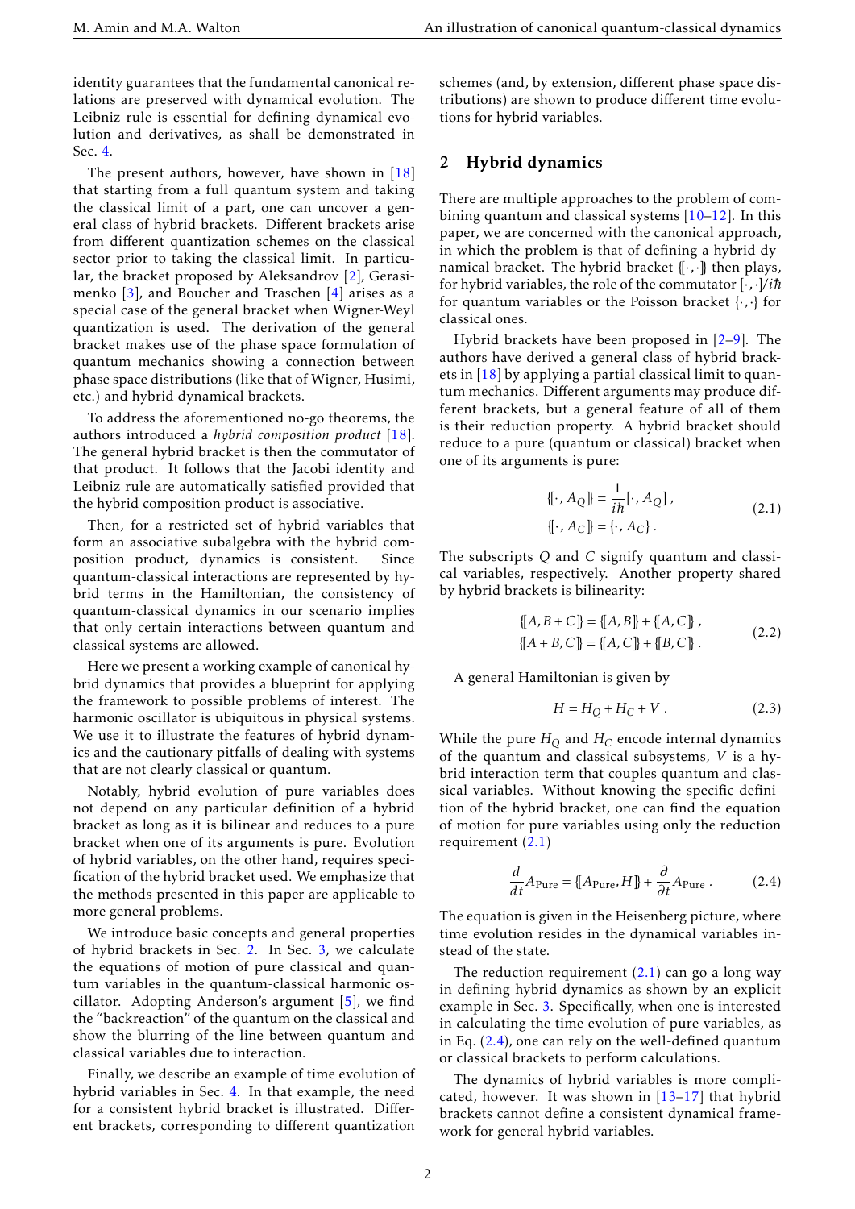identity guarantees that the fundamental canonical relations are preserved with dynamical evolution. The Leibniz rule is essential for defining dynamical evolution and derivatives, as shall be demonstrated in Sec. 4.

The present authors, however, have shown in [18] that starting from a full quantum system and taking the classical limit of a part, one can uncover a general class of hybrid brackets. Different brackets arise from different quantization schemes on the classical sector prior to taking the classical limit. In particular, the bracket proposed by Aleksandrov [2], Gerasimenko [3], and Boucher and Traschen [4] arises as a special case of the general bracket when Wigner-Weyl quantization is used. The derivation of the general bracket makes use of the phase space formulation of quantum mechanics showing a connection between phase space distributions (like that of Wigner, Husimi, etc.) and hybrid dynamical brackets.

To address the aforementioned no-go theorems, the authors introduced a *hybrid composition product* [18]. The general hybrid bracket is then the commutator of that product. It follows that the Jacobi identity and Leibniz rule are automatically satisfied provided that the hybrid composition product is associative.

Then, for a restricted set of hybrid variables that form an associative subalgebra with the hybrid composition product, dynamics is consistent. Since quantum-classical interactions are represented by hybrid terms in the Hamiltonian, the consistency of quantum-classical dynamics in our scenario implies that only certain interactions between quantum and classical systems are allowed.

Here we present a working example of canonical hybrid dynamics that provides a blueprint for applying the framework to possible problems of interest. The harmonic oscillator is ubiquitous in physical systems. We use it to illustrate the features of hybrid dynamics and the cautionary pitfalls of dealing with systems that are not clearly classical or quantum.

Notably, hybrid evolution of pure variables does not depend on any particular definition of a hybrid bracket as long as it is bilinear and reduces to a pure bracket when one of its arguments is pure. Evolution of hybrid variables, on the other hand, requires specification of the hybrid bracket used. We emphasize that the methods presented in this paper are applicable to more general problems.

We introduce basic concepts and general properties of hybrid brackets in Sec. 2. In Sec. 3, we calculate the equations of motion of pure classical and quantum variables in the quantum-classical harmonic oscillator. Adopting Anderson's argument [5], we find the "backreaction" of the quantum on the classical and show the blurring of the line between quantum and classical variables due to interaction.

Finally, we describe an example of time evolution of hybrid variables in Sec. 4. In that example, the need for a consistent hybrid bracket is illustrated. Different brackets, corresponding to different quantization schemes (and, by extension, different phase space distributions) are shown to produce different time evolutions for hybrid variables.

## 2 Hybrid dynamics

There are multiple approaches to the problem of combining quantum and classical systems [10–12]. In this paper, we are concerned with the canonical approach, in which the problem is that of defining a hybrid dynamical bracket. The hybrid bracket $\{\!\{\cdot,\cdot\}\!\}$ then plays, for hybrid variables, the role of the commutator $[\cdot,\cdot]/i\hbar$ for quantum variables or the Poisson bracket $\{\cdot,\cdot\}$ for classical ones.

Hybrid brackets have been proposed in [2–9]. The authors have derived a general class of hybrid brackets in [18] by applying a partial classical limit to quantum mechanics. Different arguments may produce different brackets, but a general feature of all of them is their reduction property. A hybrid bracket should reduce to a pure (quantum or classical) bracket when one of its arguments is pure:

$$
\begin{aligned}
\{\!\{\cdot, A_Q\}\!\} &= \frac{1}{i\hbar}[\cdot, A_Q]\,, \\
\{\!\{\cdot, A_C\}\!\} &= \{\cdot, A_C\}\,.
\end{aligned}
\tag{2.1}
$$

The subscripts $Q$ and $C$ signify quantum and classical variables, respectively. Another property shared by hybrid brackets is bilinearity:

$$
\begin{aligned}
\{\!\{A, B+C\}\!\} &= \{\!\{A,B\}\!\} + \{\!\{A,C\}\!\}\,, \\
\{\!\{A+B, C\}\!\} &= \{\!\{A,C\}\!\} + \{\!\{B,C\}\!\}\,.
\end{aligned}
\tag{2.2}
$$

A general Hamiltonian is given by

$$
H = H_Q + H_C + V\,. \tag{2.3}
$$

While the pure $H_Q$ and $H_C$ encode internal dynamics of the quantum and classical subsystems, $V$ is a hybrid interaction term that couples quantum and classical variables. Without knowing the specific definition of the hybrid bracket, one can find the equation of motion for pure variables using only the reduction requirement (2.1)

$$
\frac{d}{dt}A_{\text{Pure}} = \{\!\{A_{\text{Pure}}, H\}\!\} + \frac{\partial}{\partial t}A_{\text{Pure}}\,. \tag{2.4}
$$

The equation is given in the Heisenberg picture, where time evolution resides in the dynamical variables instead of the state.

The reduction requirement (2.1) can go a long way in defining hybrid dynamics as shown by an explicit example in Sec. 3. Specifically, when one is interested in calculating the time evolution of pure variables, as in Eq. (2.4), one can rely on the well-defined quantum or classical brackets to perform calculations.

The dynamics of hybrid variables is more complicated, however. It was shown in [13–17] that hybrid brackets cannot define a consistent dynamical framework for general hybrid variables.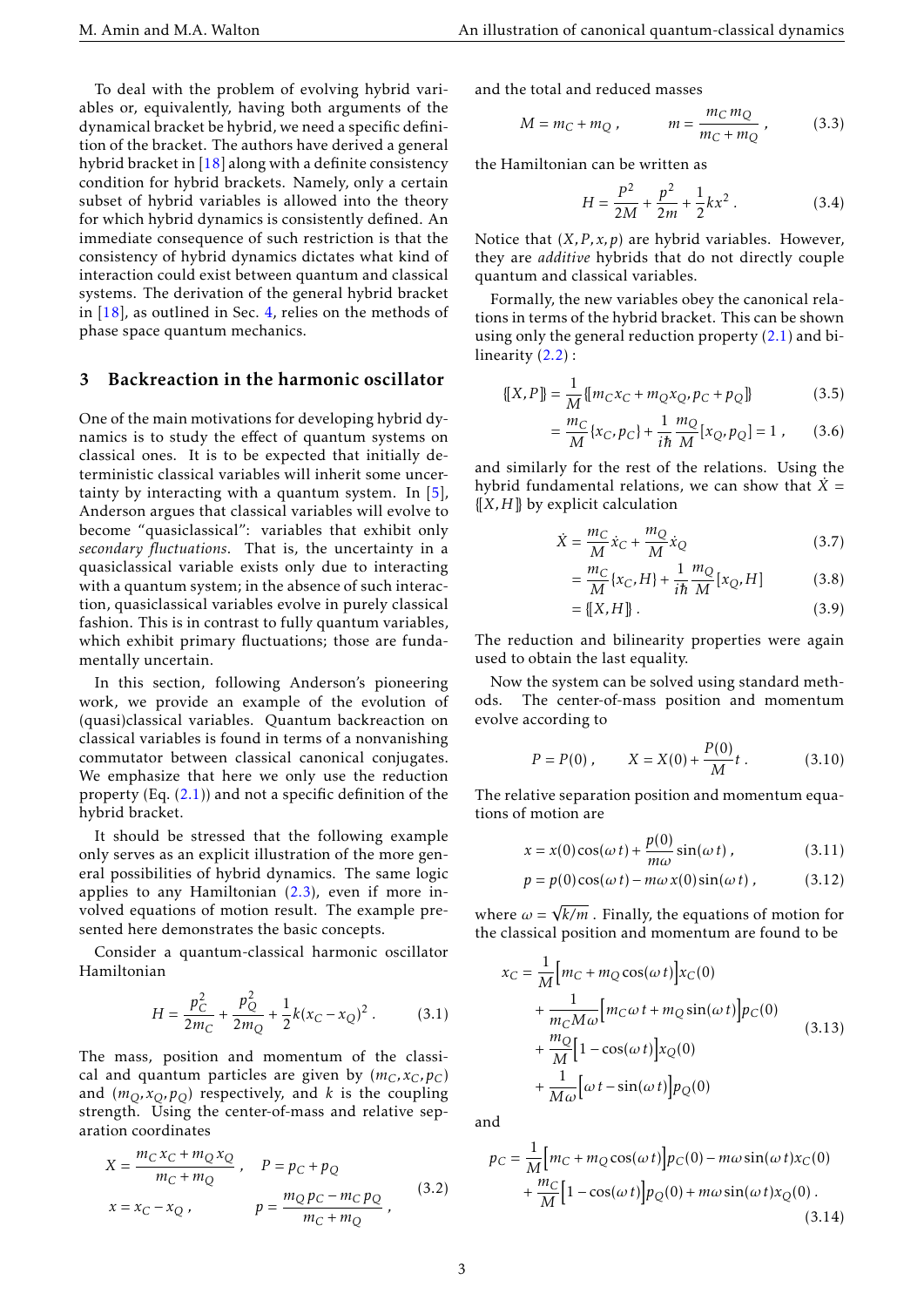To deal with the problem of evolving hybrid variables or, equivalently, having both arguments of the dynamical bracket be hybrid, we need a specific definition of the bracket. The authors have derived a general hybrid bracket in [18] along with a definite consistency condition for hybrid brackets. Namely, only a certain subset of hybrid variables is allowed into the theory for which hybrid dynamics is consistently defined. An immediate consequence of such restriction is that the consistency of hybrid dynamics dictates what kind of interaction could exist between quantum and classical systems. The derivation of the general hybrid bracket in [18], as outlined in Sec. 4, relies on the methods of phase space quantum mechanics.

## 3 Backreaction in the harmonic oscillator

One of the main motivations for developing hybrid dynamics is to study the effect of quantum systems on classical ones. It is to be expected that initially deterministic classical variables will inherit some uncertainty by interacting with a quantum system. In [5], Anderson argues that classical variables will evolve to become "quasiclassical": variables that exhibit only *secondary fluctuations*. That is, the uncertainty in a quasiclassical variable exists only due to interacting with a quantum system; in the absence of such interaction, quasiclassical variables evolve in purely classical fashion. This is in contrast to fully quantum variables, which exhibit primary fluctuations; those are fundamentally uncertain.

In this section, following Anderson's pioneering work, we provide an example of the evolution of (quasi)classical variables. Quantum backreaction on classical variables is found in terms of a nonvanishing commutator between classical canonical conjugates. We emphasize that here we only use the reduction property (Eq. (2.1)) and not a specific definition of the hybrid bracket.

It should be stressed that the following example only serves as an explicit illustration of the more general possibilities of hybrid dynamics. The same logic applies to any Hamiltonian (2.3), even if more involved equations of motion result. The example presented here demonstrates the basic concepts.

Consider a quantum-classical harmonic oscillator Hamiltonian

$$H = \frac{p_C^2}{2m_C} + \frac{p_Q^2}{2m_Q} + \frac{1}{2}k(x_C - x_Q)^2 \, . \tag{3.1}$$

The mass, position and momentum of the classical and quantum particles are given by $(m_C, x_C, p_C)$ and $(m_Q, x_Q, p_Q)$ respectively, and $k$ is the coupling strength. Using the center-of-mass and relative separation coordinates

$$\begin{aligned} X &= \frac{m_C x_C + m_Q x_Q}{m_C + m_Q} \, , & P &= p_C + p_Q \\ x &= x_C - x_Q \, , & p &= \frac{m_Q p_C - m_C p_Q}{m_C + m_Q} \, , \end{aligned} \tag{3.2}$$

and the total and reduced masses

$$M = m_C + m_Q \, , \qquad m = \frac{m_C m_Q}{m_C + m_Q} \, , \tag{3.3}$$

the Hamiltonian can be written as

$$H = \frac{P^2}{2M} + \frac{p^2}{2m} + \frac{1}{2}kx^2 \, . \tag{3.4}$$

Notice that $(X, P, x, p)$ are hybrid variables. However, they are *additive* hybrids that do not directly couple quantum and classical variables.

Formally, the new variables obey the canonical relations in terms of the hybrid bracket. This can be shown using only the general reduction property (2.1) and bilinearity (2.2):

$$\begin{aligned} \{\!\{X, P\}\!\} &= \frac{1}{M}\{\!\{m_C x_C + m_Q x_Q, p_C + p_Q\}\!\} & (3.5)\\ &= \frac{m_C}{M}\{x_C, p_C\} + \frac{1}{i\hbar}\frac{m_Q}{M}[x_Q, p_Q] = 1 \, , & (3.6) \end{aligned}$$

and similarly for the rest of the relations. Using the hybrid fundamental relations, we can show that $\dot{X} = \{\!\{X, H\}\!\}$ by explicit calculation

$$\begin{aligned} \dot{X} &= \frac{m_C}{M}\dot{x}_C + \frac{m_Q}{M}\dot{x}_Q & (3.7)\\ &= \frac{m_C}{M}\{x_C, H\} + \frac{1}{i\hbar}\frac{m_Q}{M}[x_Q, H] & (3.8)\\ &= \{\!\{X, H\}\!\} \, . & (3.9) \end{aligned}$$

The reduction and bilinearity properties were again used to obtain the last equality.

Now the system can be solved using standard methods. The center-of-mass position and momentum evolve according to

$$P = P(0) \, , \qquad X = X(0) + \frac{P(0)}{M}t \, . \tag{3.10}$$

The relative separation position and momentum equations of motion are

$$\begin{aligned} x &= x(0)\cos(\omega t) + \frac{p(0)}{m\omega}\sin(\omega t) \, , & (3.11)\\ p &= p(0)\cos(\omega t) - m\omega\, x(0)\sin(\omega t) \, , & (3.12) \end{aligned}$$

where $\omega = \sqrt{k/m}$. Finally, the equations of motion for the classical position and momentum are found to be

$$\begin{aligned} x_C = &\frac{1}{M}\Big[m_C + m_Q\cos(\omega t)\Big]x_C(0) \\ &+ \frac{1}{m_C M\omega}\Big[m_C\omega t + m_Q\sin(\omega t)\Big]p_C(0) \\ &+ \frac{m_Q}{M}\Big[1 - \cos(\omega t)\Big]x_Q(0) \\ &+ \frac{1}{M\omega}\Big[\omega t - \sin(\omega t)\Big]p_Q(0) \end{aligned} \tag{3.13}$$

and

$$\begin{aligned} p_C = &\frac{1}{M}\Big[m_C + m_Q\cos(\omega t)\Big]p_C(0) - m\omega\sin(\omega t)x_C(0) \\ &+ \frac{m_C}{M}\Big[1 - \cos(\omega t)\Big]p_Q(0) + m\omega\sin(\omega t)x_Q(0) \, . \end{aligned} \tag{3.14}$$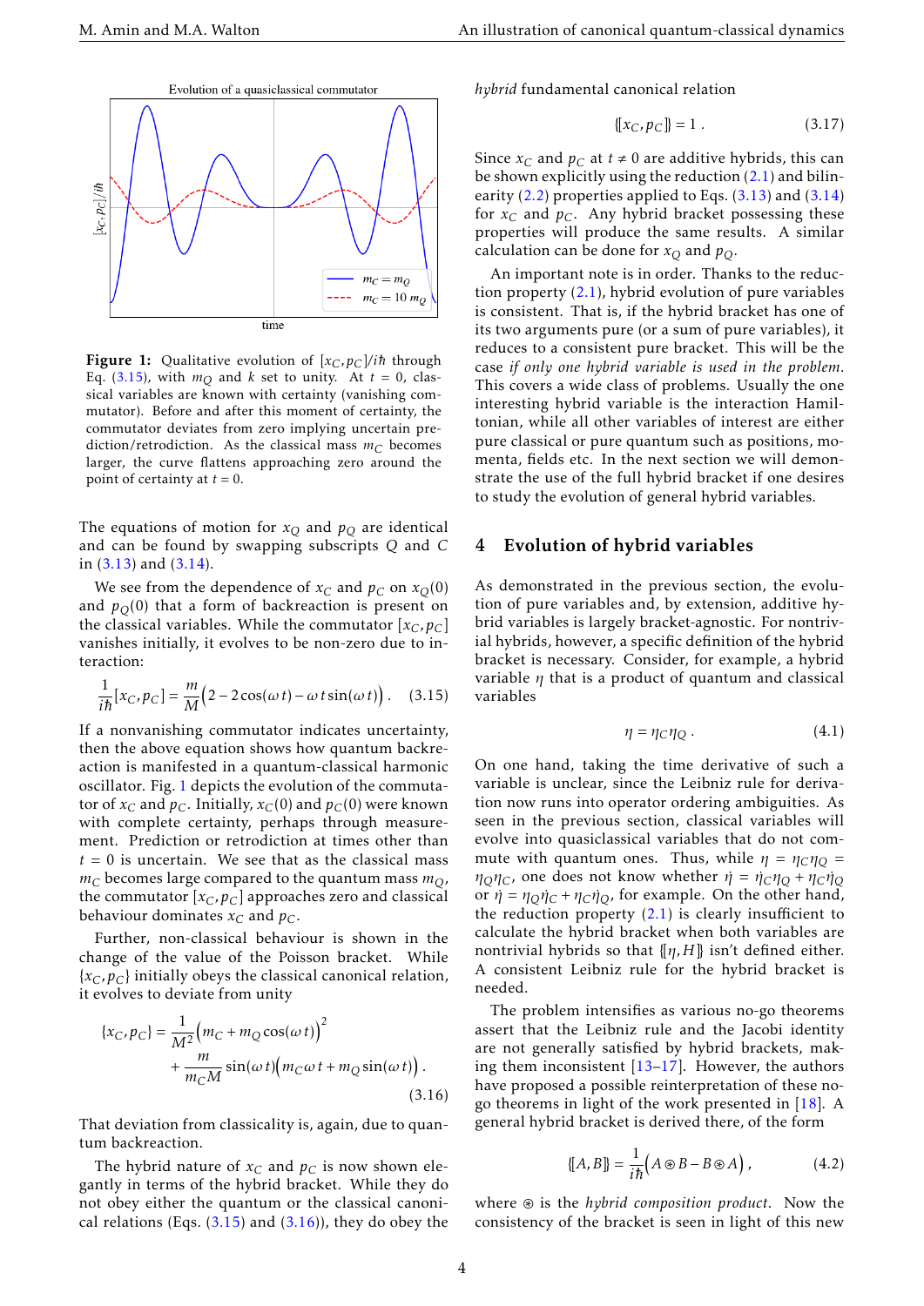**Figure 1:** Qualitative evolution of $[x_C, p_C]/i\hbar$ through Eq. (3.15), with $m_Q$ and $k$ set to unity. At $t = 0$, classical variables are known with certainty (vanishing commutator). Before and after this moment of certainty, the commutator deviates from zero implying uncertain prediction/retrodiction. As the classical mass $m_C$ becomes larger, the curve flattens approaching zero around the point of certainty at $t = 0$.

The equations of motion for $x_Q$ and $p_Q$ are identical and can be found by swapping subscripts $Q$ and $C$ in (3.13) and (3.14).

We see from the dependence of $x_C$ and $p_C$ on $x_Q(0)$ and $p_Q(0)$ that a form of backreaction is present on the classical variables. While the commutator $[x_C, p_C]$ vanishes initially, it evolves to be non-zero due to interaction:

$$\frac{1}{i\hbar}[x_C, p_C] = \frac{m}{M}\Big(2 - 2\cos(\omega t) - \omega t \sin(\omega t)\Big) . \tag{3.15}$$

If a nonvanishing commutator indicates uncertainty, then the above equation shows how quantum backreaction is manifested in a quantum-classical harmonic oscillator. Fig. 1 depicts the evolution of the commutator of $x_C$ and $p_C$. Initially, $x_C(0)$ and $p_C(0)$ were known with complete certainty, perhaps through measurement. Prediction or retrodiction at times other than $t = 0$ is uncertain. We see that as the classical mass $m_C$ becomes large compared to the quantum mass $m_Q$, the commutator $[x_C, p_C]$ approaches zero and classical behaviour dominates $x_C$ and $p_C$.

Further, non-classical behaviour is shown in the change of the value of the Poisson bracket. While $\{x_C, p_C\}$ initially obeys the classical canonical relation, it evolves to deviate from unity

$$\{x_C, p_C\} = \frac{1}{M^2}\Big(m_C + m_Q \cos(\omega t)\Big)^2 + \frac{m}{m_C M}\sin(\omega t)\Big(m_C \omega t + m_Q \sin(\omega t)\Big) . \tag{3.16}$$

That deviation from classicality is, again, due to quantum backreaction.

The hybrid nature of $x_C$ and $p_C$ is now shown elegantly in terms of the hybrid bracket. While they do not obey either the quantum or the classical canonical relations (Eqs. (3.15) and (3.16)), they do obey the *hybrid* fundamental canonical relation

$$\{\![x_C, p_C]\!\} = 1 . \tag{3.17}$$

Since $x_C$ and $p_C$ at $t \neq 0$ are additive hybrids, this can be shown explicitly using the reduction (2.1) and bilinearity (2.2) properties applied to Eqs. (3.13) and (3.14) for $x_C$ and $p_C$. Any hybrid bracket possessing these properties will produce the same results. A similar calculation can be done for $x_Q$ and $p_Q$.

An important note is in order. Thanks to the reduction property (2.1), hybrid evolution of pure variables is consistent. That is, if the hybrid bracket has one of its two arguments pure (or a sum of pure variables), it reduces to a consistent pure bracket. This will be the case *if only one hybrid variable is used in the problem*. This covers a wide class of problems. Usually the one interesting hybrid variable is the interaction Hamiltonian, while all other variables of interest are either pure classical or pure quantum such as positions, momenta, fields etc. In the next section we will demonstrate the use of the full hybrid bracket if one desires to study the evolution of general hybrid variables.

## 4 Evolution of hybrid variables

As demonstrated in the previous section, the evolution of pure variables and, by extension, additive hybrid variables is largely bracket-agnostic. For nontrivial hybrids, however, a specific definition of the hybrid bracket is necessary. Consider, for example, a hybrid variable $\eta$ that is a product of quantum and classical variables

$$\eta = \eta_C \eta_Q . \tag{4.1}$$

On one hand, taking the time derivative of such a variable is unclear, since the Leibniz rule for derivation now runs into operator ordering ambiguities. As seen in the previous section, classical variables will evolve into quasiclassical variables that do not commute with quantum ones. Thus, while $\eta = \eta_C \eta_Q = \eta_Q \eta_C$, one does not know whether $\dot{\eta} = \dot{\eta}_C \eta_Q + \eta_C \dot{\eta}_Q$ or $\dot{\eta} = \eta_Q \dot{\eta}_C + \eta_C \dot{\eta}_Q$, for example. On the other hand, the reduction property (2.1) is clearly insufficient to calculate the hybrid bracket when both variables are nontrivial hybrids so that $\{\![\eta, H]\!\}$ isn't defined either. A consistent Leibniz rule for the hybrid bracket is needed.

The problem intensifies as various no-go theorems assert that the Leibniz rule and the Jacobi identity are not generally satisfied by hybrid brackets, making them inconsistent [13–17]. However, the authors have proposed a possible reinterpretation of these no-go theorems in light of the work presented in [18]. A general hybrid bracket is derived there, of the form

$$\{\![A, B]\!\} = \frac{1}{i\hbar}\Big(A \circledast B - B \circledast A\Big) , \tag{4.2}$$

where $\circledast$ is the *hybrid composition product*. Now the consistency of the bracket is seen in light of this new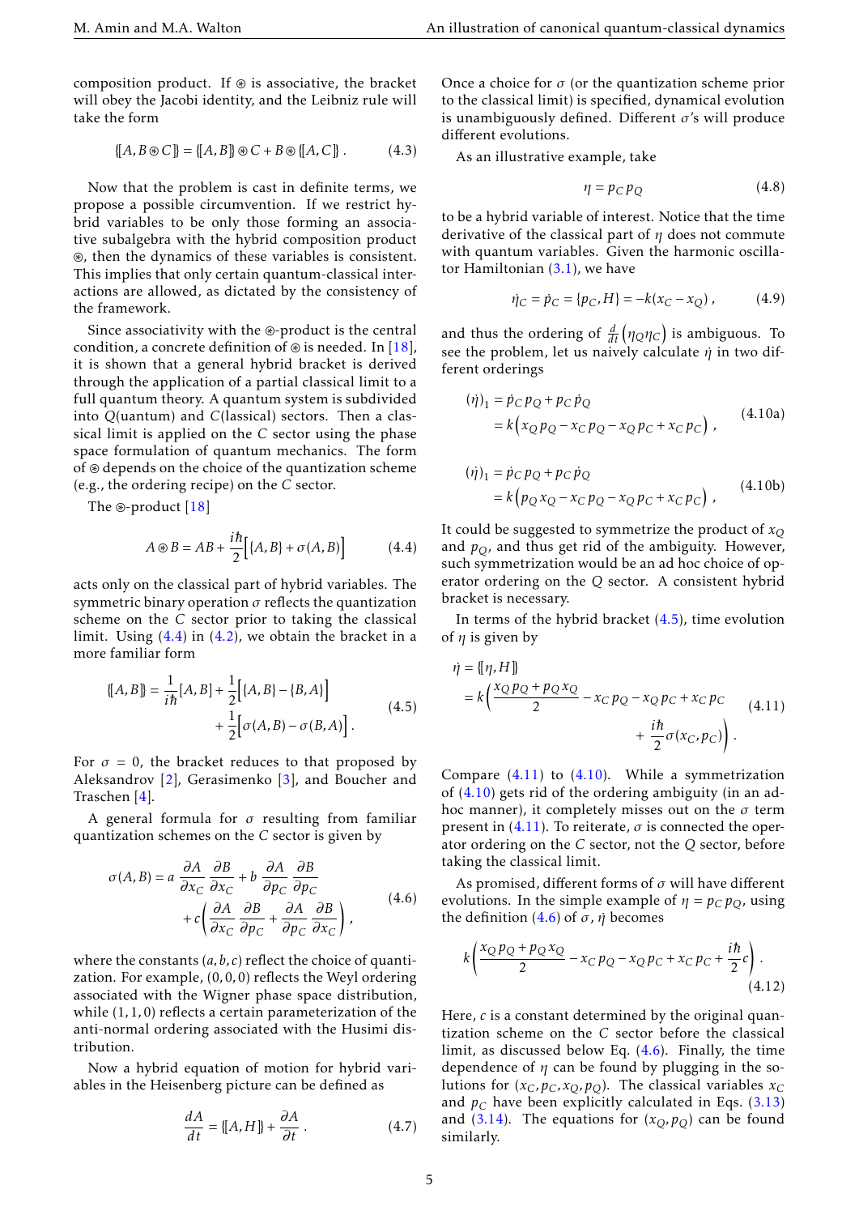composition product. If $\circledast$ is associative, the bracket will obey the Jacobi identity, and the Leibniz rule will take the form

$$\{\!\!\{A, B \circledast C\}\!\!\} = \{\!\!\{A, B\}\!\!\} \circledast C + B \circledast \{\!\!\{A, C\}\!\!\} . \tag{4.3}$$

Now that the problem is cast in definite terms, we propose a possible circumvention. If we restrict hybrid variables to be only those forming an associative subalgebra with the hybrid composition product $\circledast$, then the dynamics of these variables is consistent. This implies that only certain quantum-classical interactions are allowed, as dictated by the consistency of the framework.

Since associativity with the $\circledast$-product is the central condition, a concrete definition of $\circledast$ is needed. In [18], it is shown that a general hybrid bracket is derived through the application of a partial classical limit to a full quantum theory. A quantum system is subdivided into $Q$(uantum) and $C$(lassical) sectors. Then a classical limit is applied on the $C$ sector using the phase space formulation of quantum mechanics. The form of $\circledast$ depends on the choice of the quantization scheme (e.g., the ordering recipe) on the $C$ sector.

The $\circledast$-product [18]

$$A \circledast B = AB + \frac{i\hbar}{2}\Big[\{A, B\} + \sigma(A, B)\Big] \tag{4.4}$$

acts only on the classical part of hybrid variables. The symmetric binary operation $\sigma$ reflects the quantization scheme on the $C$ sector prior to taking the classical limit. Using (4.4) in (4.2), we obtain the bracket in a more familiar form

$$\begin{aligned}\{\!\!\{A, B\}\!\!\} = \frac{1}{i\hbar}[A, B] &+ \frac{1}{2}\Big[\{A, B\} - \{B, A\}\Big] \\ &+ \frac{1}{2}\Big[\sigma(A, B) - \sigma(B, A)\Big] .\end{aligned} \tag{4.5}$$

For $\sigma = 0$, the bracket reduces to that proposed by Aleksandrov [2], Gerasimenko [3], and Boucher and Traschen [4].

A general formula for $\sigma$ resulting from familiar quantization schemes on the $C$ sector is given by

$$\begin{aligned}\sigma(A, B) = a\, \frac{\partial A}{\partial x_C}\, \frac{\partial B}{\partial x_C} &+ b\, \frac{\partial A}{\partial p_C}\, \frac{\partial B}{\partial p_C} \\ &+ c\left( \frac{\partial A}{\partial x_C}\, \frac{\partial B}{\partial p_C} + \frac{\partial A}{\partial p_C}\, \frac{\partial B}{\partial x_C} \right) ,\end{aligned} \tag{4.6}$$

where the constants $(a, b, c)$ reflect the choice of quantization. For example, $(0, 0, 0)$ reflects the Weyl ordering associated with the Wigner phase space distribution, while $(1, 1, 0)$ reflects a certain parameterization of the anti-normal ordering associated with the Husimi distribution.

Now a hybrid equation of motion for hybrid variables in the Heisenberg picture can be defined as

$$\frac{dA}{dt} = \{\!\!\{A, H\}\!\!\} + \frac{\partial A}{\partial t} . \tag{4.7}$$

Once a choice for $\sigma$ (or the quantization scheme prior to the classical limit) is specified, dynamical evolution is unambiguously defined. Different $\sigma$'s will produce different evolutions.

As an illustrative example, take

$$\eta = p_C\, p_Q \tag{4.8}$$

to be a hybrid variable of interest. Notice that the time derivative of the classical part of $\eta$ does not commute with quantum variables. Given the harmonic oscillator Hamiltonian (3.1), we have

$$\dot{\eta}_C = \dot{p}_C = \{p_C, H\} = -k(x_C - x_Q) , \tag{4.9}$$

and thus the ordering of $\frac{d}{dt}\left(\eta_Q \eta_C\right)$ is ambiguous. To see the problem, let us naively calculate $\dot{\eta}$ in two different orderings

$$\begin{aligned}(\dot{\eta})_1 &= \dot{p}_C\, p_Q + p_C\, \dot{p}_Q \\ &= k\Big(x_Q\, p_Q - x_C\, p_Q - x_Q\, p_C + x_C\, p_C\Big) ,\end{aligned} \tag{4.10a}$$

$$\begin{aligned}(\dot{\eta})_1 &= \dot{p}_C\, p_Q + p_C\, \dot{p}_Q \\ &= k\Big(p_Q\, x_Q - x_C\, p_Q - x_Q\, p_C + x_C\, p_C\Big) ,\end{aligned} \tag{4.10b}$$

It could be suggested to symmetrize the product of $x_Q$ and $p_Q$, and thus get rid of the ambiguity. However, such symmetrization would be an ad hoc choice of operator ordering on the $Q$ sector. A consistent hybrid bracket is necessary.

In terms of the hybrid bracket (4.5), time evolution of $\eta$ is given by

$$\begin{aligned}\dot{\eta} &= \{\!\!\{\eta, H\}\!\!\} \\ &= k\bigg(\frac{x_Q\, p_Q + p_Q\, x_Q}{2} - x_C\, p_Q - x_Q\, p_C + x_C\, p_C \\ &\qquad\qquad + \frac{i\hbar}{2}\sigma(x_C, p_C)\bigg) .\end{aligned} \tag{4.11}$$

Compare (4.11) to (4.10). While a symmetrization of (4.10) gets rid of the ordering ambiguity (in an ad-hoc manner), it completely misses out on the $\sigma$ term present in (4.11). To reiterate, $\sigma$ is connected the operator ordering on the $C$ sector, not the $Q$ sector, before taking the classical limit.

As promised, different forms of $\sigma$ will have different evolutions. In the simple example of $\eta = p_C\, p_Q$, using the definition (4.6) of $\sigma$, $\dot{\eta}$ becomes

$$k\left(\frac{x_Q\, p_Q + p_Q\, x_Q}{2} - x_C\, p_Q - x_Q\, p_C + x_C\, p_C + \frac{i\hbar}{2}c\right) . \tag{4.12}$$

Here, $c$ is a constant determined by the original quantization scheme on the $C$ sector before the classical limit, as discussed below Eq. (4.6). Finally, the time dependence of $\eta$ can be found by plugging in the solutions for $(x_C, p_C, x_Q, p_Q)$. The classical variables $x_C$ and $p_C$ have been explicitly calculated in Eqs. (3.13) and (3.14). The equations for $(x_Q, p_Q)$ can be found similarly.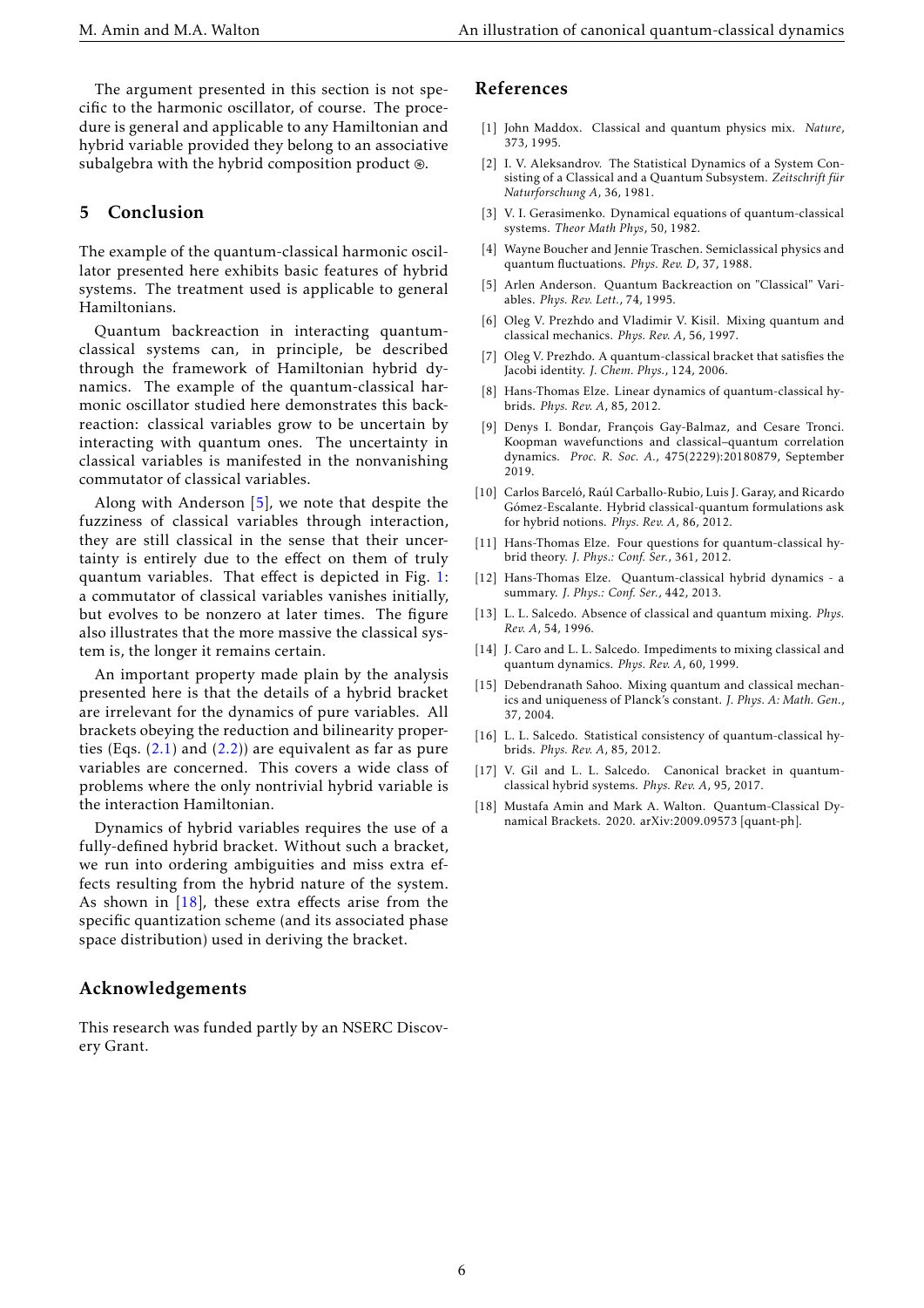The argument presented in this section is not specific to the harmonic oscillator, of course. The procedure is general and applicable to any Hamiltonian and hybrid variable provided they belong to an associative subalgebra with the hybrid composition product $\circledast$.

## 5 Conclusion

The example of the quantum-classical harmonic oscillator presented here exhibits basic features of hybrid systems. The treatment used is applicable to general Hamiltonians.

Quantum backreaction in interacting quantum-classical systems can, in principle, be described through the framework of Hamiltonian hybrid dynamics. The example of the quantum-classical harmonic oscillator studied here demonstrates this backreaction: classical variables grow to be uncertain by interacting with quantum ones. The uncertainty in classical variables is manifested in the nonvanishing commutator of classical variables.

Along with Anderson [5], we note that despite the fuzziness of classical variables through interaction, they are still classical in the sense that their uncertainty is entirely due to the effect on them of truly quantum variables. That effect is depicted in Fig. 1: a commutator of classical variables vanishes initially, but evolves to be nonzero at later times. The figure also illustrates that the more massive the classical system is, the longer it remains certain.

An important property made plain by the analysis presented here is that the details of a hybrid bracket are irrelevant for the dynamics of pure variables. All brackets obeying the reduction and bilinearity properties (Eqs. (2.1) and (2.2)) are equivalent as far as pure variables are concerned. This covers a wide class of problems where the only nontrivial hybrid variable is the interaction Hamiltonian.

Dynamics of hybrid variables requires the use of a fully-defined hybrid bracket. Without such a bracket, we run into ordering ambiguities and miss extra effects resulting from the hybrid nature of the system. As shown in [18], these extra effects arise from the specific quantization scheme (and its associated phase space distribution) used in deriving the bracket.

## Acknowledgements

This research was funded partly by an NSERC Discovery Grant.

## References

[1] John Maddox. Classical and quantum physics mix. *Nature*, 373, 1995.

[2] I. V. Aleksandrov. The Statistical Dynamics of a System Consisting of a Classical and a Quantum Subsystem. *Zeitschrift für Naturforschung A*, 36, 1981.

[3] V. I. Gerasimenko. Dynamical equations of quantum-classical systems. *Theor Math Phys*, 50, 1982.

[4] Wayne Boucher and Jennie Traschen. Semiclassical physics and quantum fluctuations. *Phys. Rev. D*, 37, 1988.

[5] Arlen Anderson. Quantum Backreaction on "Classical" Variables. *Phys. Rev. Lett.*, 74, 1995.

[6] Oleg V. Prezhdo and Vladimir V. Kisil. Mixing quantum and classical mechanics. *Phys. Rev. A*, 56, 1997.

[7] Oleg V. Prezhdo. A quantum-classical bracket that satisfies the Jacobi identity. *J. Chem. Phys.*, 124, 2006.

[8] Hans-Thomas Elze. Linear dynamics of quantum-classical hybrids. *Phys. Rev. A*, 85, 2012.

[9] Denys I. Bondar, François Gay-Balmaz, and Cesare Tronci. Koopman wavefunctions and classical–quantum correlation dynamics. *Proc. R. Soc. A.*, 475(2229):20180879, September 2019.

[10] Carlos Barceló, Raúl Carballo-Rubio, Luis J. Garay, and Ricardo Gómez-Escalante. Hybrid classical-quantum formulations ask for hybrid notions. *Phys. Rev. A*, 86, 2012.

[11] Hans-Thomas Elze. Four questions for quantum-classical hybrid theory. *J. Phys.: Conf. Ser.*, 361, 2012.

[12] Hans-Thomas Elze. Quantum-classical hybrid dynamics - a summary. *J. Phys.: Conf. Ser.*, 442, 2013.

[13] L. L. Salcedo. Absence of classical and quantum mixing. *Phys. Rev. A*, 54, 1996.

[14] J. Caro and L. L. Salcedo. Impediments to mixing classical and quantum dynamics. *Phys. Rev. A*, 60, 1999.

[15] Debendranath Sahoo. Mixing quantum and classical mechanics and uniqueness of Planck's constant. *J. Phys. A: Math. Gen.*, 37, 2004.

[16] L. L. Salcedo. Statistical consistency of quantum-classical hybrids. *Phys. Rev. A*, 85, 2012.

[17] V. Gil and L. L. Salcedo. Canonical bracket in quantum-classical hybrid systems. *Phys. Rev. A*, 95, 2017.

[18] Mustafa Amin and Mark A. Walton. Quantum-Classical Dynamical Brackets. 2020. arXiv:2009.09573 [quant-ph].